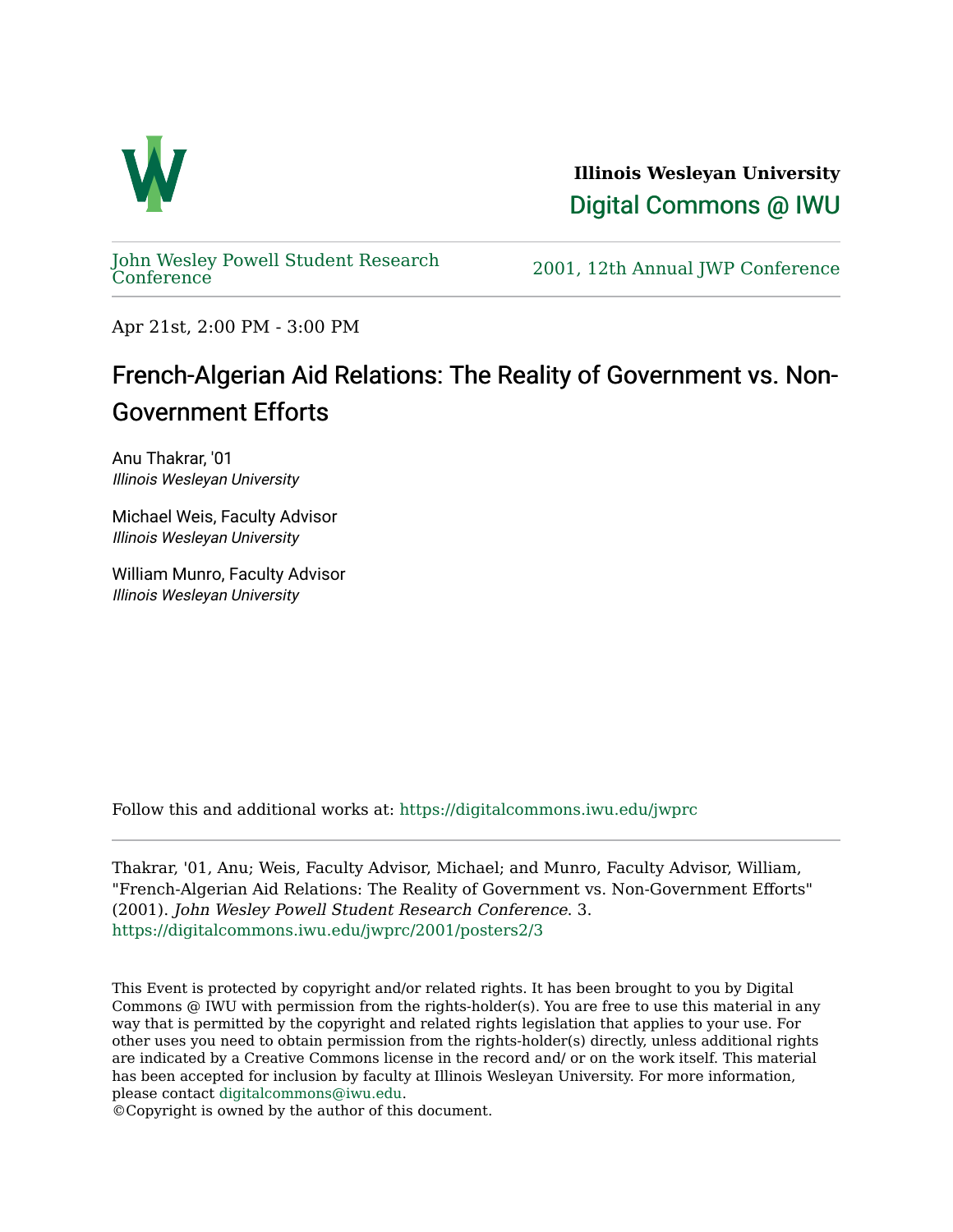**Illinois Wesleyan University**

Digital Commons @ IWU

John Wesley Powell Student Research Conference

2001, 12th Annual JWP Conference

Apr 21st, 2:00 PM - 3:00 PM

# French-Algerian Aid Relations: The Reality of Government vs. Non-Government Efforts

Anu Thakrar, '01
*Illinois Wesleyan University*

Michael Weis, Faculty Advisor
*Illinois Wesleyan University*

William Munro, Faculty Advisor
*Illinois Wesleyan University*

Follow this and additional works at: https://digitalcommons.iwu.edu/jwprc

Thakrar, '01, Anu; Weis, Faculty Advisor, Michael; and Munro, Faculty Advisor, William, "French-Algerian Aid Relations: The Reality of Government vs. Non-Government Efforts" (2001). *John Wesley Powell Student Research Conference*. 3.
https://digitalcommons.iwu.edu/jwprc/2001/posters2/3

This Event is protected by copyright and/or related rights. It has been brought to you by Digital Commons @ IWU with permission from the rights-holder(s). You are free to use this material in any way that is permitted by the copyright and related rights legislation that applies to your use. For other uses you need to obtain permission from the rights-holder(s) directly, unless additional rights are indicated by a Creative Commons license in the record and/ or on the work itself. This material has been accepted for inclusion by faculty at Illinois Wesleyan University. For more information, please contact digitalcommons@iwu.edu.
©Copyright is owned by the author of this document.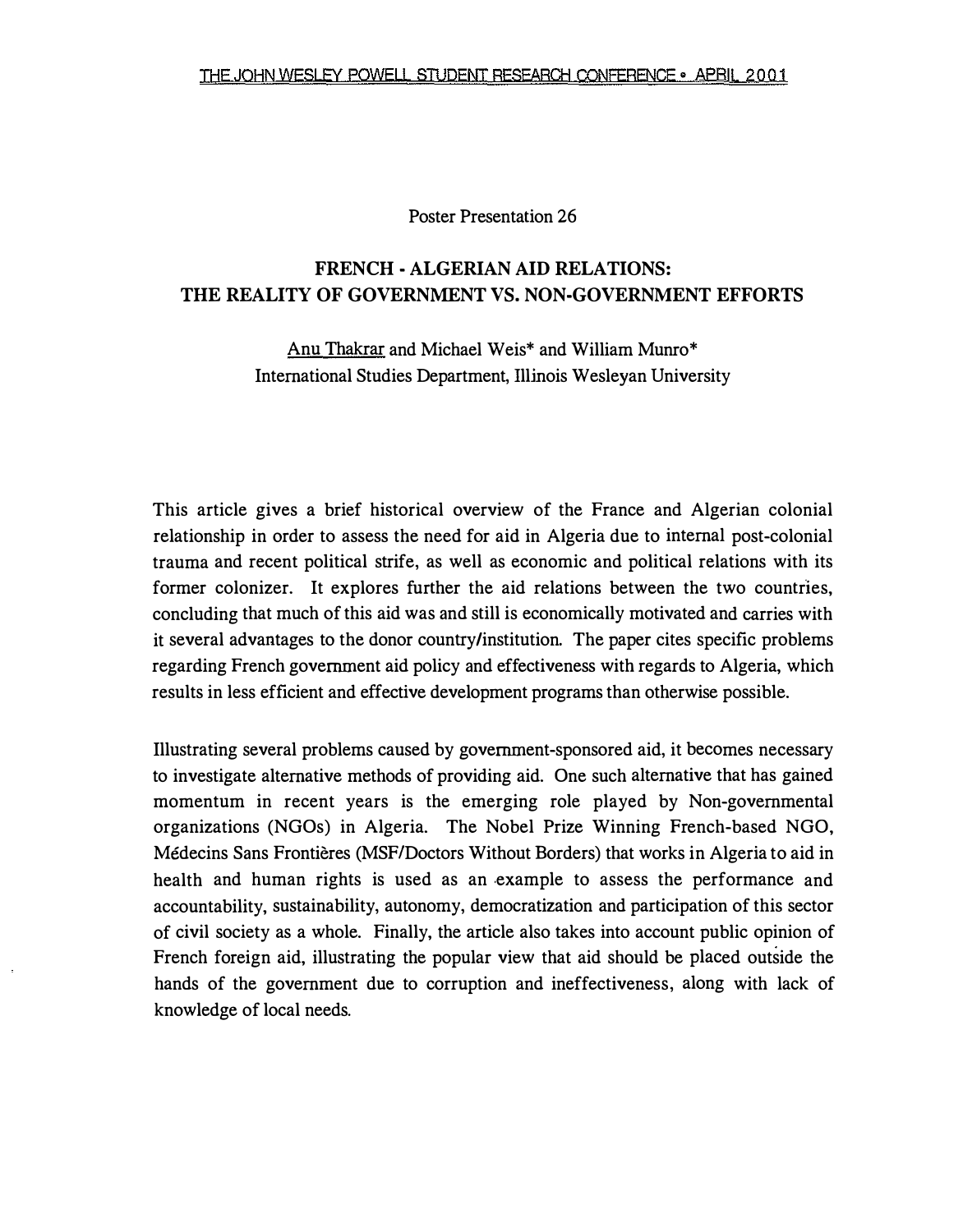Poster Presentation 26

## FRENCH - ALGERIAN AID RELATIONS: THE REALITY OF GOVERNMENT VS. NON-GOVERNMENT EFFORTS

Anu Thakrar and Michael Weis* and William Munro*
International Studies Department, Illinois Wesleyan University

This article gives a brief historical overview of the France and Algerian colonial relationship in order to assess the need for aid in Algeria due to internal post-colonial trauma and recent political strife, as well as economic and political relations with its former colonizer. It explores further the aid relations between the two countries, concluding that much of this aid was and still is economically motivated and carries with it several advantages to the donor country/institution. The paper cites specific problems regarding French government aid policy and effectiveness with regards to Algeria, which results in less efficient and effective development programs than otherwise possible.

Illustrating several problems caused by government-sponsored aid, it becomes necessary to investigate alternative methods of providing aid. One such alternative that has gained momentum in recent years is the emerging role played by Non-governmental organizations (NGOs) in Algeria. The Nobel Prize Winning French-based NGO, Médecins Sans Frontières (MSF/Doctors Without Borders) that works in Algeria to aid in health and human rights is used as an example to assess the performance and accountability, sustainability, autonomy, democratization and participation of this sector of civil society as a whole. Finally, the article also takes into account public opinion of French foreign aid, illustrating the popular view that aid should be placed outside the hands of the government due to corruption and ineffectiveness, along with lack of knowledge of local needs.